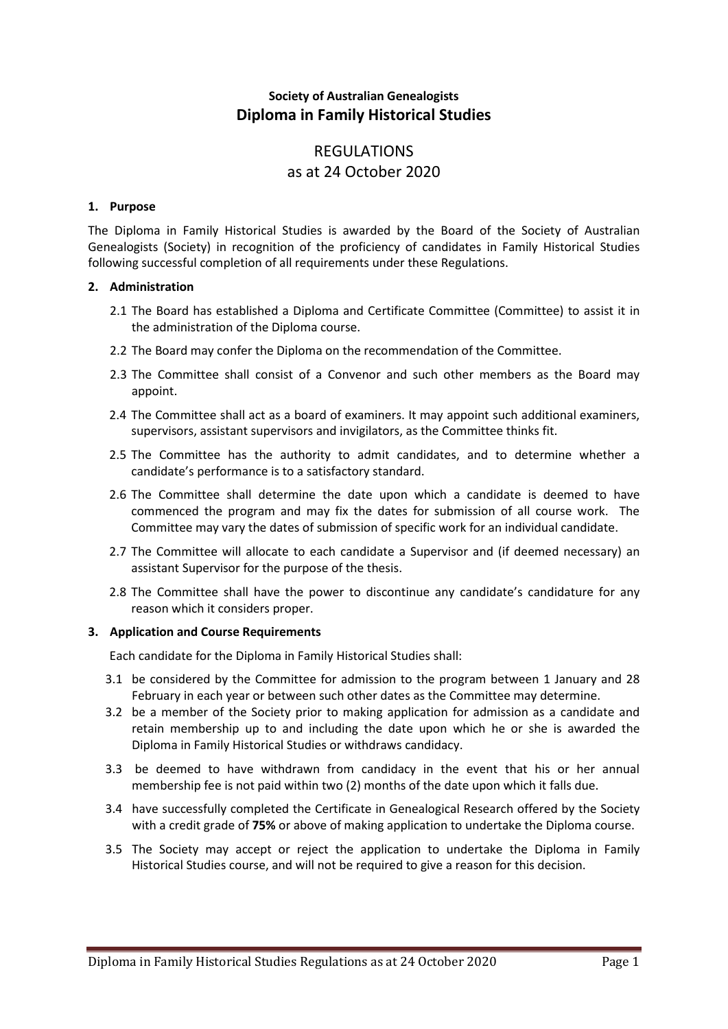**Society of Australian Genealogists**

# Diploma in Family Historical Studies

## REGULATIONS
## as at 24 October 2020

### 1. Purpose

The Diploma in Family Historical Studies is awarded by the Board of the Society of Australian Genealogists (Society) in recognition of the proficiency of candidates in Family Historical Studies following successful completion of all requirements under these Regulations.

### 2. Administration

2.1 The Board has established a Diploma and Certificate Committee (Committee) to assist it in the administration of the Diploma course.

2.2 The Board may confer the Diploma on the recommendation of the Committee.

2.3 The Committee shall consist of a Convenor and such other members as the Board may appoint.

2.4 The Committee shall act as a board of examiners. It may appoint such additional examiners, supervisors, assistant supervisors and invigilators, as the Committee thinks fit.

2.5 The Committee has the authority to admit candidates, and to determine whether a candidate's performance is to a satisfactory standard.

2.6 The Committee shall determine the date upon which a candidate is deemed to have commenced the program and may fix the dates for submission of all course work. The Committee may vary the dates of submission of specific work for an individual candidate.

2.7 The Committee will allocate to each candidate a Supervisor and (if deemed necessary) an assistant Supervisor for the purpose of the thesis.

2.8 The Committee shall have the power to discontinue any candidate's candidature for any reason which it considers proper.

### 3. Application and Course Requirements

Each candidate for the Diploma in Family Historical Studies shall:

3.1 be considered by the Committee for admission to the program between 1 January and 28 February in each year or between such other dates as the Committee may determine.

3.2 be a member of the Society prior to making application for admission as a candidate and retain membership up to and including the date upon which he or she is awarded the Diploma in Family Historical Studies or withdraws candidacy.

3.3 be deemed to have withdrawn from candidacy in the event that his or her annual membership fee is not paid within two (2) months of the date upon which it falls due.

3.4 have successfully completed the Certificate in Genealogical Research offered by the Society with a credit grade of **75%** or above of making application to undertake the Diploma course.

3.5 The Society may accept or reject the application to undertake the Diploma in Family Historical Studies course, and will not be required to give a reason for this decision.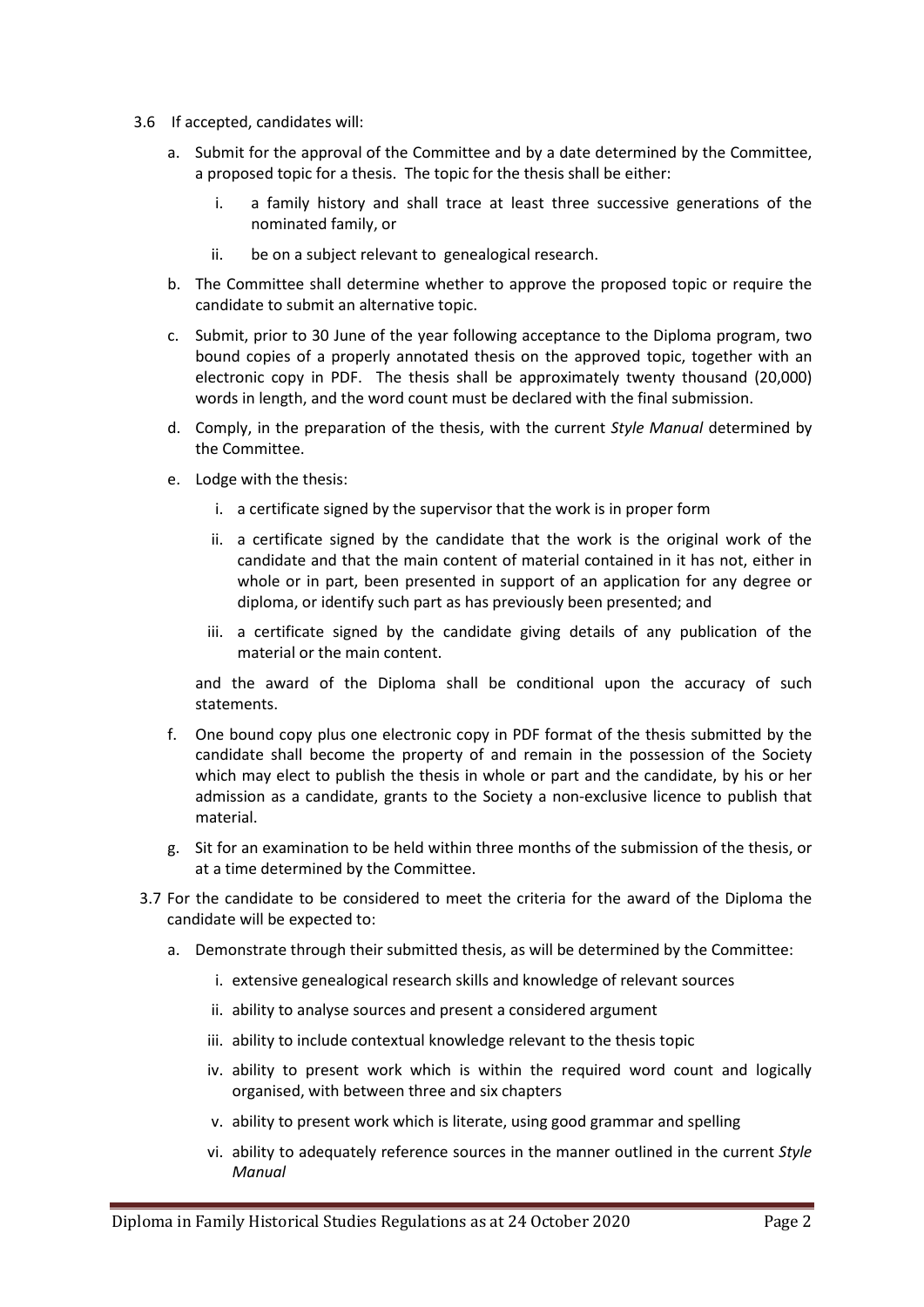3.6 If accepted, candidates will:

a. Submit for the approval of the Committee and by a date determined by the Committee, a proposed topic for a thesis. The topic for the thesis shall be either:

   i. a family history and shall trace at least three successive generations of the nominated family, or

   ii. be on a subject relevant to genealogical research.

b. The Committee shall determine whether to approve the proposed topic or require the candidate to submit an alternative topic.

c. Submit, prior to 30 June of the year following acceptance to the Diploma program, two bound copies of a properly annotated thesis on the approved topic, together with an electronic copy in PDF. The thesis shall be approximately twenty thousand (20,000) words in length, and the word count must be declared with the final submission.

d. Comply, in the preparation of the thesis, with the current *Style Manual* determined by the Committee.

e. Lodge with the thesis:

   i. a certificate signed by the supervisor that the work is in proper form

   ii. a certificate signed by the candidate that the work is the original work of the candidate and that the main content of material contained in it has not, either in whole or in part, been presented in support of an application for any degree or diploma, or identify such part as has previously been presented; and

   iii. a certificate signed by the candidate giving details of any publication of the material or the main content.

   and the award of the Diploma shall be conditional upon the accuracy of such statements.

f. One bound copy plus one electronic copy in PDF format of the thesis submitted by the candidate shall become the property of and remain in the possession of the Society which may elect to publish the thesis in whole or part and the candidate, by his or her admission as a candidate, grants to the Society a non-exclusive licence to publish that material.

g. Sit for an examination to be held within three months of the submission of the thesis, or at a time determined by the Committee.

3.7 For the candidate to be considered to meet the criteria for the award of the Diploma the candidate will be expected to:

a. Demonstrate through their submitted thesis, as will be determined by the Committee:

   i. extensive genealogical research skills and knowledge of relevant sources

   ii. ability to analyse sources and present a considered argument

   iii. ability to include contextual knowledge relevant to the thesis topic

   iv. ability to present work which is within the required word count and logically organised, with between three and six chapters

   v. ability to present work which is literate, using good grammar and spelling

   vi. ability to adequately reference sources in the manner outlined in the current *Style Manual*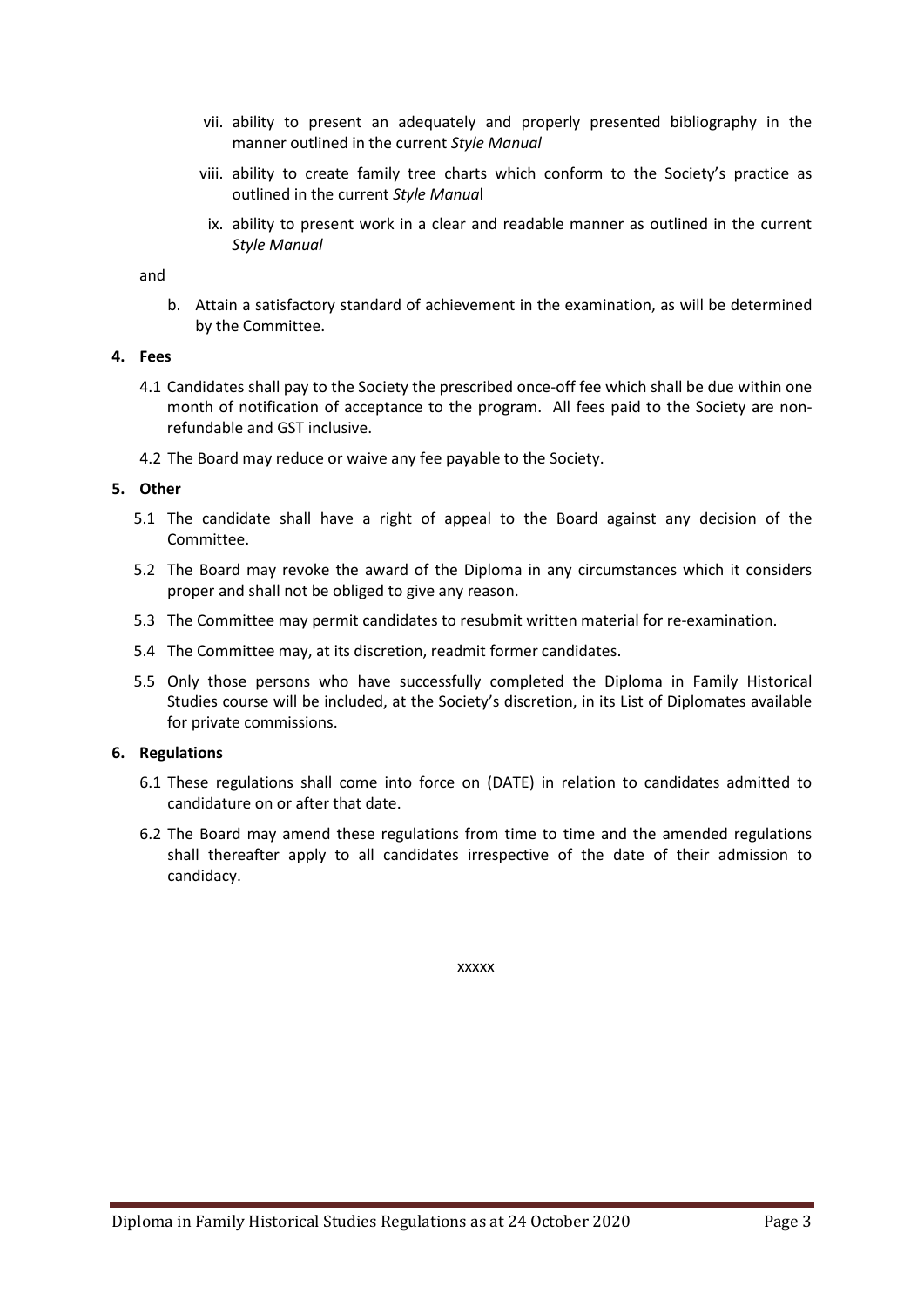vii. ability to present an adequately and properly presented bibliography in the manner outlined in the current *Style Manual*

viii. ability to create family tree charts which conform to the Society's practice as outlined in the current *Style Manual*

ix. ability to present work in a clear and readable manner as outlined in the current *Style Manual*

and

b. Attain a satisfactory standard of achievement in the examination, as will be determined by the Committee.

**4. Fees**

4.1 Candidates shall pay to the Society the prescribed once-off fee which shall be due within one month of notification of acceptance to the program. All fees paid to the Society are non-refundable and GST inclusive.

4.2 The Board may reduce or waive any fee payable to the Society.

**5. Other**

5.1 The candidate shall have a right of appeal to the Board against any decision of the Committee.

5.2 The Board may revoke the award of the Diploma in any circumstances which it considers proper and shall not be obliged to give any reason.

5.3 The Committee may permit candidates to resubmit written material for re-examination.

5.4 The Committee may, at its discretion, readmit former candidates.

5.5 Only those persons who have successfully completed the Diploma in Family Historical Studies course will be included, at the Society's discretion, in its List of Diplomates available for private commissions.

**6. Regulations**

6.1 These regulations shall come into force on (DATE) in relation to candidates admitted to candidature on or after that date.

6.2 The Board may amend these regulations from time to time and the amended regulations shall thereafter apply to all candidates irrespective of the date of their admission to candidacy.

xxxxx